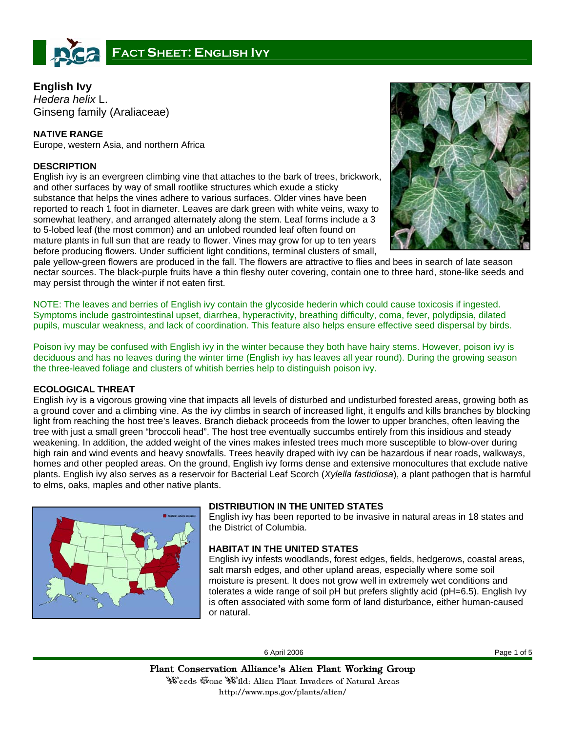# FACT SHEET: ENGLISH IVY

**English Ivy**
*Hedera helix* L.
Ginseng family (Araliaceae)

**NATIVE RANGE**
Europe, western Asia, and northern Africa

**DESCRIPTION**
English ivy is an evergreen climbing vine that attaches to the bark of trees, brickwork, and other surfaces by way of small rootlike structures which exude a sticky substance that helps the vines adhere to various surfaces. Older vines have been reported to reach 1 foot in diameter. Leaves are dark green with white veins, waxy to somewhat leathery, and arranged alternately along the stem. Leaf forms include a 3 to 5-lobed leaf (the most common) and an unlobed rounded leaf often found on mature plants in full sun that are ready to flower. Vines may grow for up to ten years before producing flowers. Under sufficient light conditions, terminal clusters of small, pale yellow-green flowers are produced in the fall. The flowers are attractive to flies and bees in search of late season nectar sources. The black-purple fruits have a thin fleshy outer covering, contain one to three hard, stone-like seeds and may persist through the winter if not eaten first.

NOTE: The leaves and berries of English ivy contain the glycoside hederin which could cause toxicosis if ingested. Symptoms include gastrointestinal upset, diarrhea, hyperactivity, breathing difficulty, coma, fever, polydipsia, dilated pupils, muscular weakness, and lack of coordination. This feature also helps ensure effective seed dispersal by birds.

Poison ivy may be confused with English ivy in the winter because they both have hairy stems. However, poison ivy is deciduous and has no leaves during the winter time (English ivy has leaves all year round). During the growing season the three-leaved foliage and clusters of whitish berries help to distinguish poison ivy.

**ECOLOGICAL THREAT**
English ivy is a vigorous growing vine that impacts all levels of disturbed and undisturbed forested areas, growing both as a ground cover and a climbing vine. As the ivy climbs in search of increased light, it engulfs and kills branches by blocking light from reaching the host tree's leaves. Branch dieback proceeds from the lower to upper branches, often leaving the tree with just a small green "broccoli head". The host tree eventually succumbs entirely from this insidious and steady weakening. In addition, the added weight of the vines makes infested trees much more susceptible to blow-over during high rain and wind events and heavy snowfalls. Trees heavily draped with ivy can be hazardous if near roads, walkways, homes and other peopled areas. On the ground, English ivy forms dense and extensive monocultures that exclude native plants. English ivy also serves as a reservoir for Bacterial Leaf Scorch (*Xylella fastidiosa*), a plant pathogen that is harmful to elms, oaks, maples and other native plants.

**DISTRIBUTION IN THE UNITED STATES**
English ivy has been reported to be invasive in natural areas in 18 states and the District of Columbia.

**HABITAT IN THE UNITED STATES**
English ivy infests woodlands, forest edges, fields, hedgerows, coastal areas, salt marsh edges, and other upland areas, especially where some soil moisture is present. It does not grow well in extremely wet conditions and tolerates a wide range of soil pH but prefers slightly acid (pH=6.5). English Ivy is often associated with some form of land disturbance, either human-caused or natural.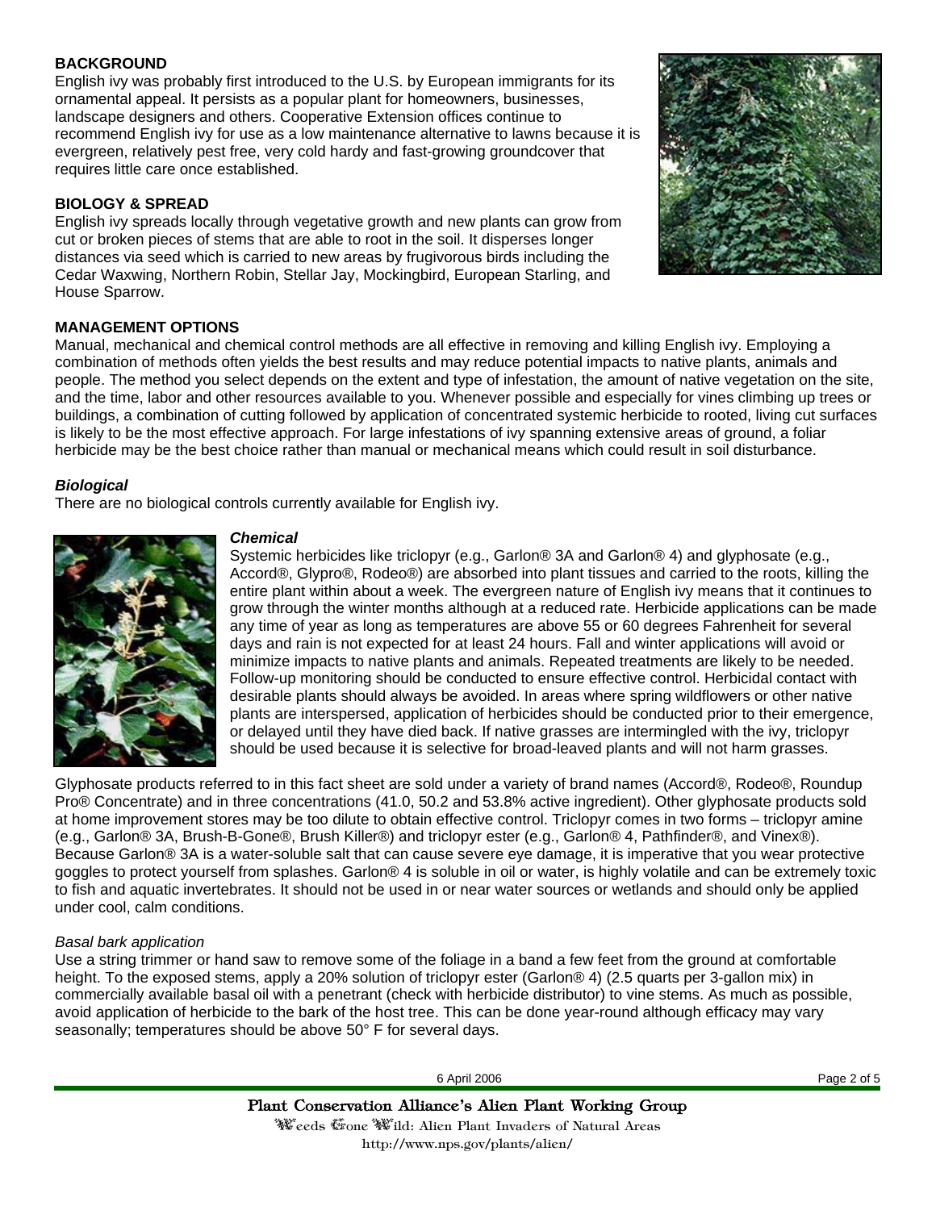## BACKGROUND

English ivy was probably first introduced to the U.S. by European immigrants for its ornamental appeal. It persists as a popular plant for homeowners, businesses, landscape designers and others. Cooperative Extension offices continue to recommend English ivy for use as a low maintenance alternative to lawns because it is evergreen, relatively pest free, very cold hardy and fast-growing groundcover that requires little care once established.

## BIOLOGY & SPREAD

English ivy spreads locally through vegetative growth and new plants can grow from cut or broken pieces of stems that are able to root in the soil. It disperses longer distances via seed which is carried to new areas by frugivorous birds including the Cedar Waxwing, Northern Robin, Stellar Jay, Mockingbird, European Starling, and House Sparrow.

## MANAGEMENT OPTIONS

Manual, mechanical and chemical control methods are all effective in removing and killing English ivy. Employing a combination of methods often yields the best results and may reduce potential impacts to native plants, animals and people. The method you select depends on the extent and type of infestation, the amount of native vegetation on the site, and the time, labor and other resources available to you. Whenever possible and especially for vines climbing up trees or buildings, a combination of cutting followed by application of concentrated systemic herbicide to rooted, living cut surfaces is likely to be the most effective approach. For large infestations of ivy spanning extensive areas of ground, a foliar herbicide may be the best choice rather than manual or mechanical means which could result in soil disturbance.

### *Biological*

There are no biological controls currently available for English ivy.

### *Chemical*

Systemic herbicides like triclopyr (e.g., Garlon® 3A and Garlon® 4) and glyphosate (e.g., Accord®, Glypro®, Rodeo®) are absorbed into plant tissues and carried to the roots, killing the entire plant within about a week. The evergreen nature of English ivy means that it continues to grow through the winter months although at a reduced rate. Herbicide applications can be made any time of year as long as temperatures are above 55 or 60 degrees Fahrenheit for several days and rain is not expected for at least 24 hours. Fall and winter applications will avoid or minimize impacts to native plants and animals. Repeated treatments are likely to be needed. Follow-up monitoring should be conducted to ensure effective control. Herbicidal contact with desirable plants should always be avoided. In areas where spring wildflowers or other native plants are interspersed, application of herbicides should be conducted prior to their emergence, or delayed until they have died back. If native grasses are intermingled with the ivy, triclopyr should be used because it is selective for broad-leaved plants and will not harm grasses.

Glyphosate products referred to in this fact sheet are sold under a variety of brand names (Accord®, Rodeo®, Roundup Pro® Concentrate) and in three concentrations (41.0, 50.2 and 53.8% active ingredient). Other glyphosate products sold at home improvement stores may be too dilute to obtain effective control. Triclopyr comes in two forms – triclopyr amine (e.g., Garlon® 3A, Brush-B-Gone®, Brush Killer®) and triclopyr ester (e.g., Garlon® 4, Pathfinder®, and Vinex®). Because Garlon® 3A is a water-soluble salt that can cause severe eye damage, it is imperative that you wear protective goggles to protect yourself from splashes. Garlon® 4 is soluble in oil or water, is highly volatile and can be extremely toxic to fish and aquatic invertebrates. It should not be used in or near water sources or wetlands and should only be applied under cool, calm conditions.

*Basal bark application*

Use a string trimmer or hand saw to remove some of the foliage in a band a few feet from the ground at comfortable height. To the exposed stems, apply a 20% solution of triclopyr ester (Garlon® 4) (2.5 quarts per 3-gallon mix) in commercially available basal oil with a penetrant (check with herbicide distributor) to vine stems. As much as possible, avoid application of herbicide to the bark of the host tree. This can be done year-round although efficacy may vary seasonally; temperatures should be above 50° F for several days.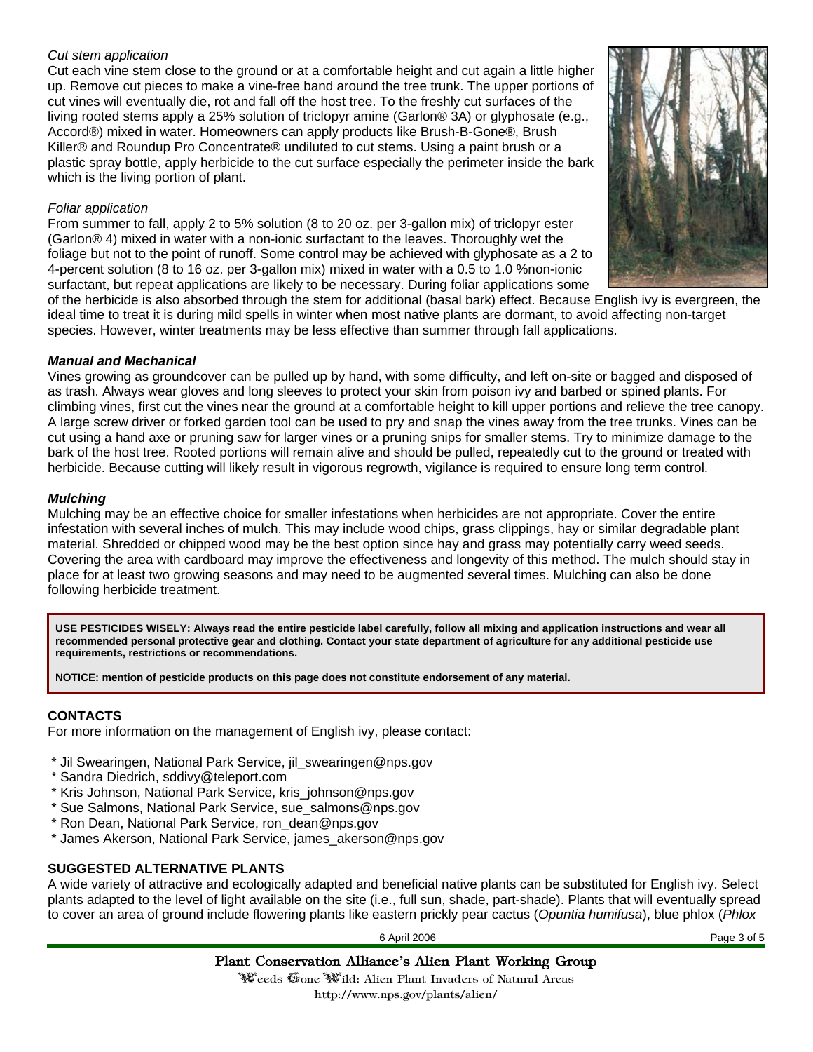*Cut stem application*

Cut each vine stem close to the ground or at a comfortable height and cut again a little higher up. Remove cut pieces to make a vine-free band around the tree trunk. The upper portions of cut vines will eventually die, rot and fall off the host tree. To the freshly cut surfaces of the living rooted stems apply a 25% solution of triclopyr amine (Garlon® 3A) or glyphosate (e.g., Accord®) mixed in water. Homeowners can apply products like Brush-B-Gone®, Brush Killer® and Roundup Pro Concentrate® undiluted to cut stems. Using a paint brush or a plastic spray bottle, apply herbicide to the cut surface especially the perimeter inside the bark which is the living portion of plant.

*Foliar application*

From summer to fall, apply 2 to 5% solution (8 to 20 oz. per 3-gallon mix) of triclopyr ester (Garlon® 4) mixed in water with a non-ionic surfactant to the leaves. Thoroughly wet the foliage but not to the point of runoff. Some control may be achieved with glyphosate as a 2 to 4-percent solution (8 to 16 oz. per 3-gallon mix) mixed in water with a 0.5 to 1.0 %non-ionic surfactant, but repeat applications are likely to be necessary. During foliar applications some of the herbicide is also absorbed through the stem for additional (basal bark) effect. Because English ivy is evergreen, the ideal time to treat it is during mild spells in winter when most native plants are dormant, to avoid affecting non-target species. However, winter treatments may be less effective than summer through fall applications.

***Manual and Mechanical***

Vines growing as groundcover can be pulled up by hand, with some difficulty, and left on-site or bagged and disposed of as trash. Always wear gloves and long sleeves to protect your skin from poison ivy and barbed or spined plants. For climbing vines, first cut the vines near the ground at a comfortable height to kill upper portions and relieve the tree canopy. A large screw driver or forked garden tool can be used to pry and snap the vines away from the tree trunks. Vines can be cut using a hand axe or pruning saw for larger vines or a pruning snips for smaller stems. Try to minimize damage to the bark of the host tree. Rooted portions will remain alive and should be pulled, repeatedly cut to the ground or treated with herbicide. Because cutting will likely result in vigorous regrowth, vigilance is required to ensure long term control.

***Mulching***

Mulching may be an effective choice for smaller infestations when herbicides are not appropriate. Cover the entire infestation with several inches of mulch. This may include wood chips, grass clippings, hay or similar degradable plant material. Shredded or chipped wood may be the best option since hay and grass may potentially carry weed seeds. Covering the area with cardboard may improve the effectiveness and longevity of this method. The mulch should stay in place for at least two growing seasons and may need to be augmented several times. Mulching can also be done following herbicide treatment.

**USE PESTICIDES WISELY: Always read the entire pesticide label carefully, follow all mixing and application instructions and wear all recommended personal protective gear and clothing. Contact your state department of agriculture for any additional pesticide use requirements, restrictions or recommendations.**

**NOTICE: mention of pesticide products on this page does not constitute endorsement of any material.**

## CONTACTS

For more information on the management of English ivy, please contact:

- Jil Swearingen, National Park Service, jil_swearingen@nps.gov
- Sandra Diedrich, sddivy@teleport.com
- Kris Johnson, National Park Service, kris_johnson@nps.gov
- Sue Salmons, National Park Service, sue_salmons@nps.gov
- Ron Dean, National Park Service, ron_dean@nps.gov
- James Akerson, National Park Service, james_akerson@nps.gov

## SUGGESTED ALTERNATIVE PLANTS

A wide variety of attractive and ecologically adapted and beneficial native plants can be substituted for English ivy. Select plants adapted to the level of light available on the site (i.e., full sun, shade, part-shade). Plants that will eventually spread to cover an area of ground include flowering plants like eastern prickly pear cactus (*Opuntia humifusa*), blue phlox (*Phlox*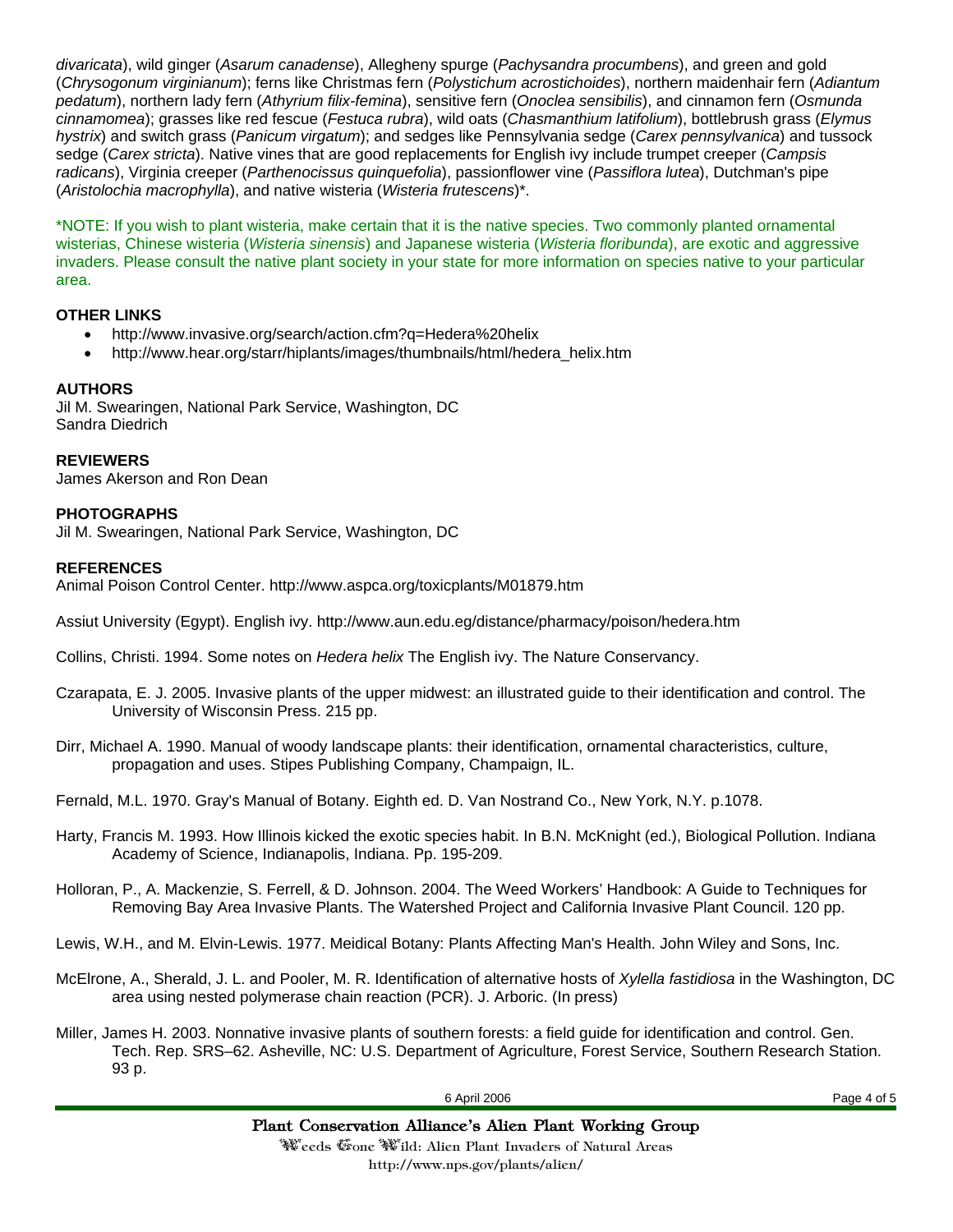*divaricata*), wild ginger (*Asarum canadense*), Allegheny spurge (*Pachysandra procumbens*), and green and gold (*Chrysogonum virginianum*); ferns like Christmas fern (*Polystichum acrostichoides*), northern maidenhair fern (*Adiantum pedatum*), northern lady fern (*Athyrium filix-femina*), sensitive fern (*Onoclea sensibilis*), and cinnamon fern (*Osmunda cinnamomea*); grasses like red fescue (*Festuca rubra*), wild oats (*Chasmanthium latifolium*), bottlebrush grass (*Elymus hystrix*) and switch grass (*Panicum virgatum*); and sedges like Pennsylvania sedge (*Carex pennsylvanica*) and tussock sedge (*Carex stricta*). Native vines that are good replacements for English ivy include trumpet creeper (*Campsis radicans*), Virginia creeper (*Parthenocissus quinquefolia*), passionflower vine (*Passiflora lutea*), Dutchman's pipe (*Aristolochia macrophylla*), and native wisteria (*Wisteria frutescens*)*.

*NOTE: If you wish to plant wisteria, make certain that it is the native species. Two commonly planted ornamental wisterias, Chinese wisteria (*Wisteria sinensis*) and Japanese wisteria (*Wisteria floribunda*), are exotic and aggressive invaders. Please consult the native plant society in your state for more information on species native to your particular area.

**OTHER LINKS**

- http://www.invasive.org/search/action.cfm?q=Hedera%20helix
- http://www.hear.org/starr/hiplants/images/thumbnails/html/hedera_helix.htm

**AUTHORS**

Jil M. Swearingen, National Park Service, Washington, DC
Sandra Diedrich

**REVIEWERS**

James Akerson and Ron Dean

**PHOTOGRAPHS**

Jil M. Swearingen, National Park Service, Washington, DC

**REFERENCES**

Animal Poison Control Center. http://www.aspca.org/toxicplants/M01879.htm

Assiut University (Egypt). English ivy. http://www.aun.edu.eg/distance/pharmacy/poison/hedera.htm

Collins, Christi. 1994. Some notes on *Hedera helix* The English ivy. The Nature Conservancy.

Czarapata, E. J. 2005. Invasive plants of the upper midwest: an illustrated guide to their identification and control. The University of Wisconsin Press. 215 pp.

Dirr, Michael A. 1990. Manual of woody landscape plants: their identification, ornamental characteristics, culture, propagation and uses. Stipes Publishing Company, Champaign, IL.

Fernald, M.L. 1970. Gray's Manual of Botany. Eighth ed. D. Van Nostrand Co., New York, N.Y. p.1078.

Harty, Francis M. 1993. How Illinois kicked the exotic species habit. In B.N. McKnight (ed.), Biological Pollution. Indiana Academy of Science, Indianapolis, Indiana. Pp. 195-209.

Holloran, P., A. Mackenzie, S. Ferrell, & D. Johnson. 2004. The Weed Workers' Handbook: A Guide to Techniques for Removing Bay Area Invasive Plants. The Watershed Project and California Invasive Plant Council. 120 pp.

Lewis, W.H., and M. Elvin-Lewis. 1977. Meidical Botany: Plants Affecting Man's Health. John Wiley and Sons, Inc.

McElrone, A., Sherald, J. L. and Pooler, M. R. Identification of alternative hosts of *Xylella fastidiosa* in the Washington, DC area using nested polymerase chain reaction (PCR). J. Arboric. (In press)

Miller, James H. 2003. Nonnative invasive plants of southern forests: a field guide for identification and control. Gen. Tech. Rep. SRS–62. Asheville, NC: U.S. Department of Agriculture, Forest Service, Southern Research Station. 93 p.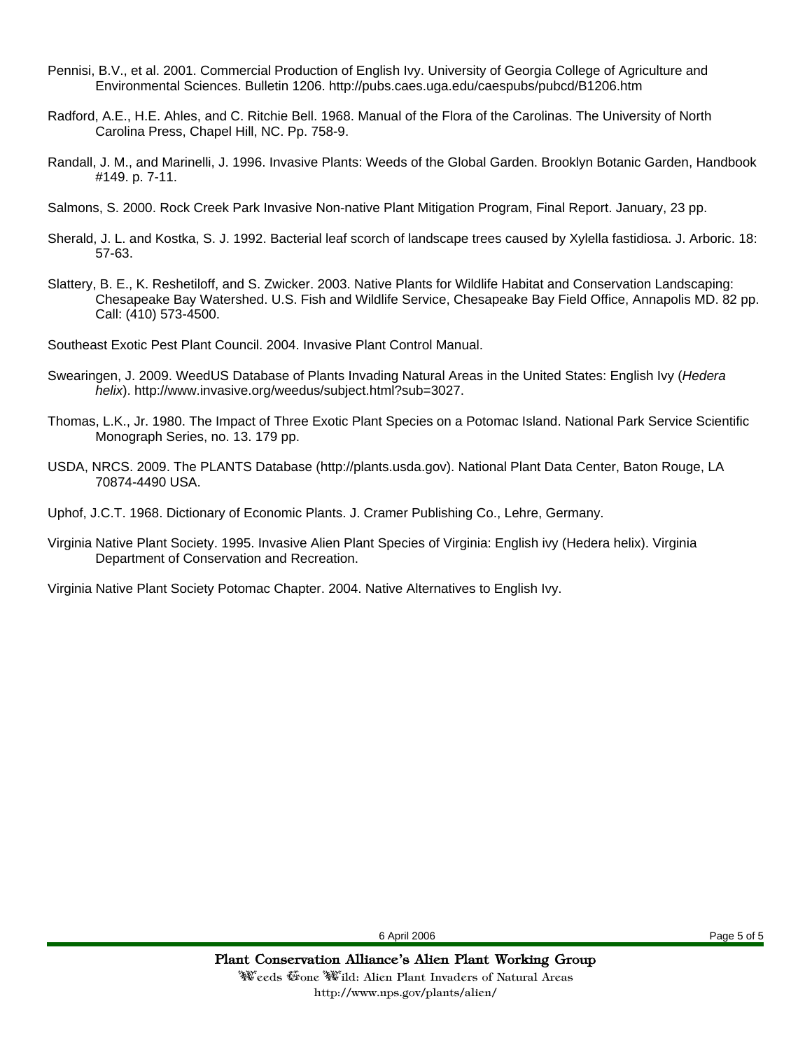Pennisi, B.V., et al. 2001. Commercial Production of English Ivy. University of Georgia College of Agriculture and Environmental Sciences. Bulletin 1206. http://pubs.caes.uga.edu/caespubs/pubcd/B1206.htm

Radford, A.E., H.E. Ahles, and C. Ritchie Bell. 1968. Manual of the Flora of the Carolinas. The University of North Carolina Press, Chapel Hill, NC. Pp. 758-9.

Randall, J. M., and Marinelli, J. 1996. Invasive Plants: Weeds of the Global Garden. Brooklyn Botanic Garden, Handbook #149. p. 7-11.

Salmons, S. 2000. Rock Creek Park Invasive Non-native Plant Mitigation Program, Final Report. January, 23 pp.

Sherald, J. L. and Kostka, S. J. 1992. Bacterial leaf scorch of landscape trees caused by Xylella fastidiosa. J. Arboric. 18: 57-63.

Slattery, B. E., K. Reshetiloff, and S. Zwicker. 2003. Native Plants for Wildlife Habitat and Conservation Landscaping: Chesapeake Bay Watershed. U.S. Fish and Wildlife Service, Chesapeake Bay Field Office, Annapolis MD. 82 pp. Call: (410) 573-4500.

Southeast Exotic Pest Plant Council. 2004. Invasive Plant Control Manual.

Swearingen, J. 2009. WeedUS Database of Plants Invading Natural Areas in the United States: English Ivy (*Hedera helix*). http://www.invasive.org/weedus/subject.html?sub=3027.

Thomas, L.K., Jr. 1980. The Impact of Three Exotic Plant Species on a Potomac Island. National Park Service Scientific Monograph Series, no. 13. 179 pp.

USDA, NRCS. 2009. The PLANTS Database (http://plants.usda.gov). National Plant Data Center, Baton Rouge, LA 70874-4490 USA.

Uphof, J.C.T. 1968. Dictionary of Economic Plants. J. Cramer Publishing Co., Lehre, Germany.

Virginia Native Plant Society. 1995. Invasive Alien Plant Species of Virginia: English ivy (Hedera helix). Virginia Department of Conservation and Recreation.

Virginia Native Plant Society Potomac Chapter. 2004. Native Alternatives to English Ivy.